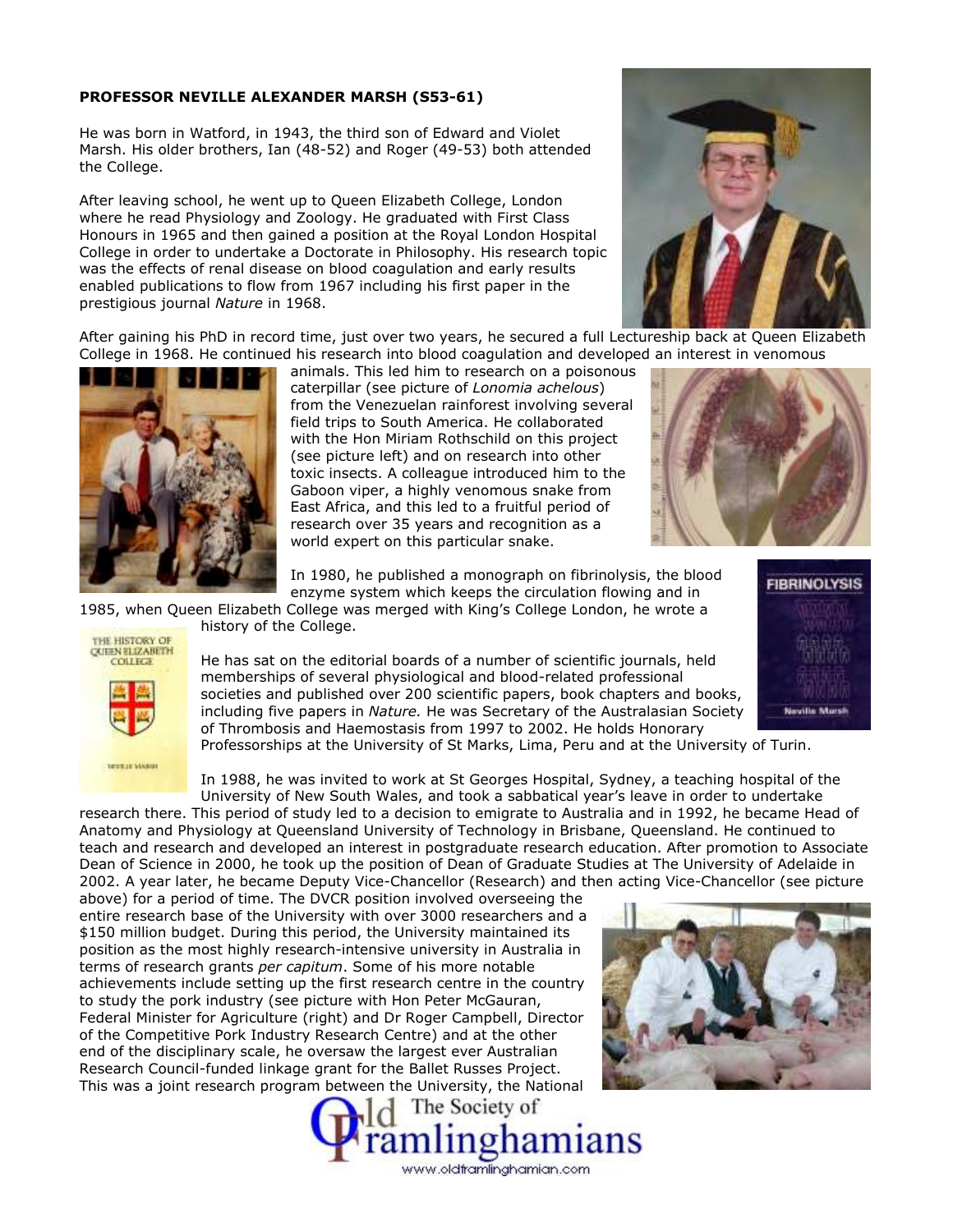**PROFESSOR NEVILLE ALEXANDER MARSH (S53-61)**

He was born in Watford, in 1943, the third son of Edward and Violet Marsh. His older brothers, Ian (48-52) and Roger (49-53) both attended the College.

After leaving school, he went up to Queen Elizabeth College, London where he read Physiology and Zoology. He graduated with First Class Honours in 1965 and then gained a position at the Royal London Hospital College in order to undertake a Doctorate in Philosophy. His research topic was the effects of renal disease on blood coagulation and early results enabled publications to flow from 1967 including his first paper in the prestigious journal *Nature* in 1968.

After gaining his PhD in record time, just over two years, he secured a full Lectureship back at Queen Elizabeth College in 1968. He continued his research into blood coagulation and developed an interest in venomous animals. This led him to research on a poisonous caterpillar (see picture of *Lonomia achelous*) from the Venezuelan rainforest involving several field trips to South America. He collaborated with the Hon Miriam Rothschild on this project (see picture left) and on research into other toxic insects. A colleague introduced him to the Gaboon viper, a highly venomous snake from East Africa, and this led to a fruitful period of research over 35 years and recognition as a world expert on this particular snake.

In 1980, he published a monograph on fibrinolysis, the blood enzyme system which keeps the circulation flowing and in 1985, when Queen Elizabeth College was merged with King's College London, he wrote a history of the College.

He has sat on the editorial boards of a number of scientific journals, held memberships of several physiological and blood-related professional societies and published over 200 scientific papers, book chapters and books, including five papers in *Nature.* He was Secretary of the Australasian Society of Thrombosis and Haemostasis from 1997 to 2002. He holds Honorary Professorships at the University of St Marks, Lima, Peru and at the University of Turin.

In 1988, he was invited to work at St Georges Hospital, Sydney, a teaching hospital of the University of New South Wales, and took a sabbatical year's leave in order to undertake research there. This period of study led to a decision to emigrate to Australia and in 1992, he became Head of Anatomy and Physiology at Queensland University of Technology in Brisbane, Queensland. He continued to teach and research and developed an interest in postgraduate research education. After promotion to Associate Dean of Science in 2000, he took up the position of Dean of Graduate Studies at The University of Adelaide in 2002. A year later, he became Deputy Vice-Chancellor (Research) and then acting Vice-Chancellor (see picture above) for a period of time. The DVCR position involved overseeing the entire research base of the University with over 3000 researchers and a $150 million budget. During this period, the University maintained its position as the most highly research-intensive university in Australia in terms of research grants *per capitum*. Some of his more notable achievements include setting up the first research centre in the country to study the pork industry (see picture with Hon Peter McGauran, Federal Minister for Agriculture (right) and Dr Roger Campbell, Director of the Competitive Pork Industry Research Centre) and at the other end of the disciplinary scale, he oversaw the largest ever Australian Research Council-funded linkage grant for the Ballet Russes Project. This was a joint research program between the University, the National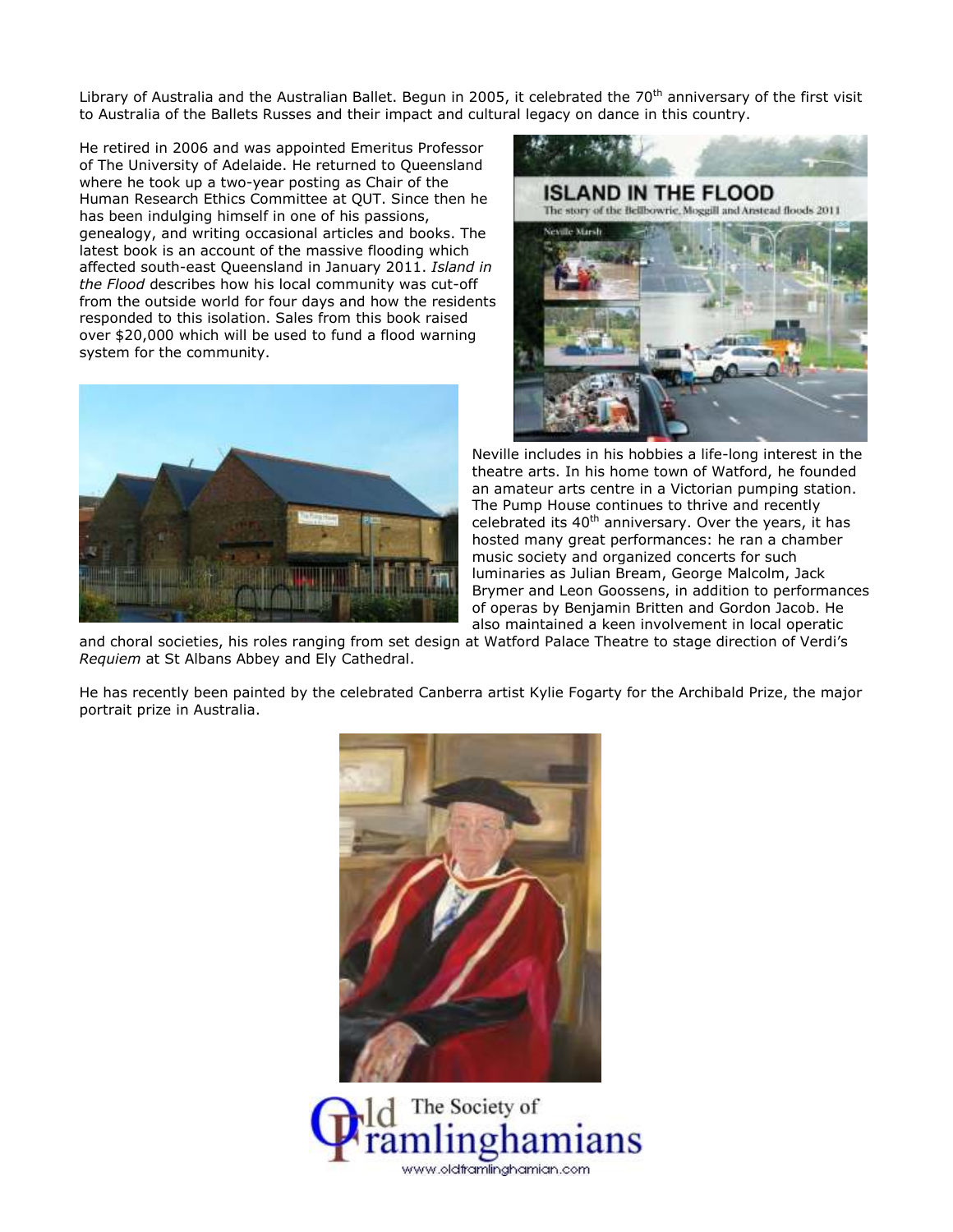Library of Australia and the Australian Ballet. Begun in 2005, it celebrated the 70th anniversary of the first visit to Australia of the Ballets Russes and their impact and cultural legacy on dance in this country.

He retired in 2006 and was appointed Emeritus Professor of The University of Adelaide. He returned to Queensland where he took up a two-year posting as Chair of the Human Research Ethics Committee at QUT. Since then he has been indulging himself in one of his passions, genealogy, and writing occasional articles and books. The latest book is an account of the massive flooding which affected south-east Queensland in January 2011. *Island in the Flood* describes how his local community was cut-off from the outside world for four days and how the residents responded to this isolation. Sales from this book raised over $20,000 which will be used to fund a flood warning system for the community.

Neville includes in his hobbies a life-long interest in the theatre arts. In his home town of Watford, he founded an amateur arts centre in a Victorian pumping station. The Pump House continues to thrive and recently celebrated its 40th anniversary. Over the years, it has hosted many great performances: he ran a chamber music society and organized concerts for such luminaries as Julian Bream, George Malcolm, Jack Brymer and Leon Goossens, in addition to performances of operas by Benjamin Britten and Gordon Jacob. He also maintained a keen involvement in local operatic and choral societies, his roles ranging from set design at Watford Palace Theatre to stage direction of Verdi's *Requiem* at St Albans Abbey and Ely Cathedral.

He has recently been painted by the celebrated Canberra artist Kylie Fogarty for the Archibald Prize, the major portrait prize in Australia.

The Society of Old Framlinghamians

www.oldframlinghamian.com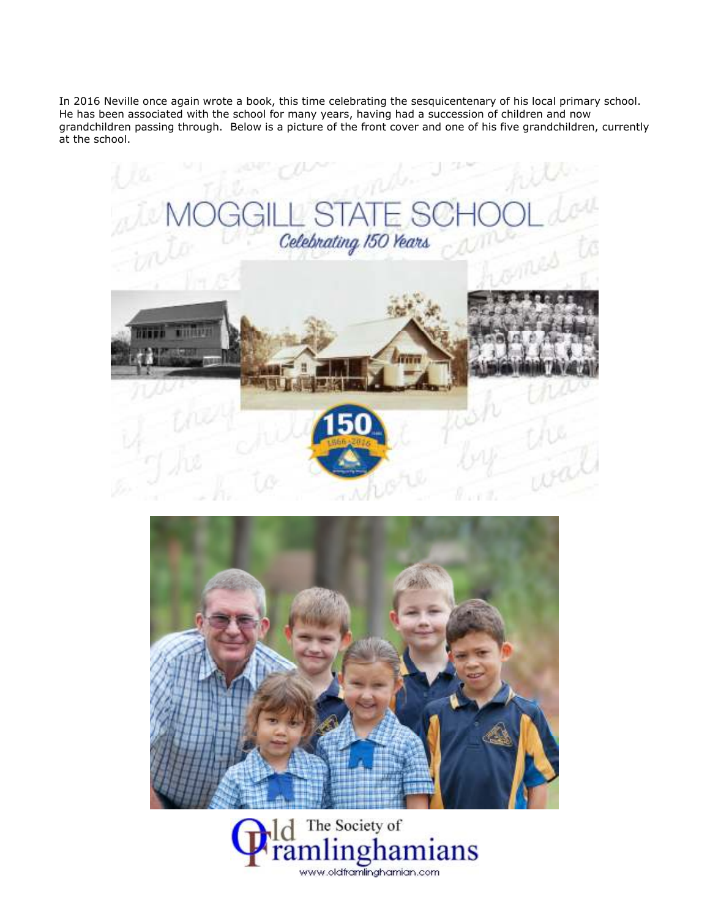In 2016 Neville once again wrote a book, this time celebrating the sesquicentenary of his local primary school. He has been associated with the school for many years, having had a succession of children and now grandchildren passing through. Below is a picture of the front cover and one of his five grandchildren, currently at the school.